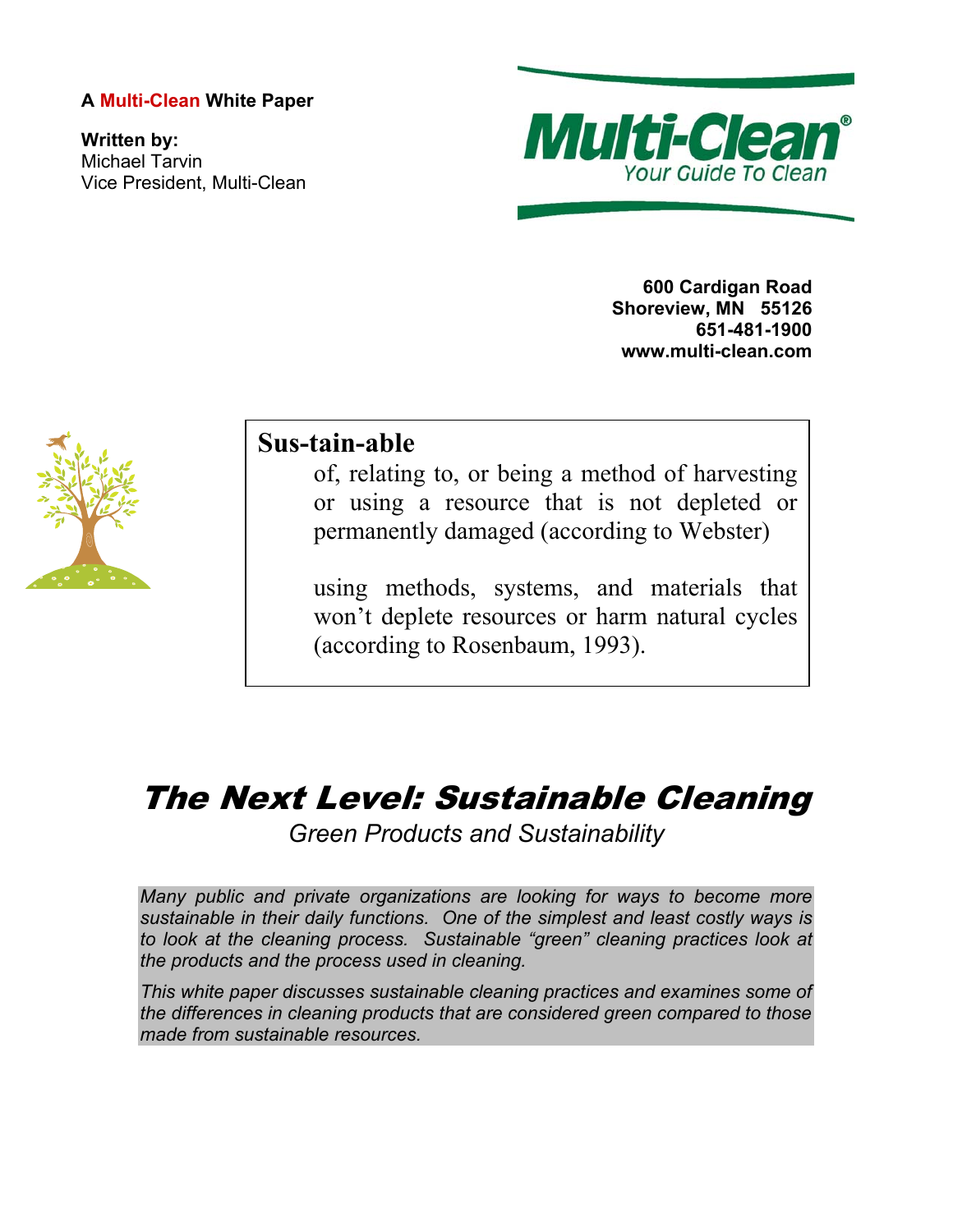A **Multi-Clean** White Paper

**Written by:**
Michael Tarvin
Vice President, Multi-Clean

Multi-Clean®
Your Guide To Clean

**600 Cardigan Road**
**Shoreview, MN 55126**
**651-481-1900**
**www.multi-clean.com**

**Sus-tain-able**

of, relating to, or being a method of harvesting or using a resource that is not depleted or permanently damaged (according to Webster)

using methods, systems, and materials that won't deplete resources or harm natural cycles (according to Rosenbaum, 1993).

# The Next Level: Sustainable Cleaning

*Green Products and Sustainability*

*Many public and private organizations are looking for ways to become more sustainable in their daily functions. One of the simplest and least costly ways is to look at the cleaning process. Sustainable "green" cleaning practices look at the products and the process used in cleaning.*

*This white paper discusses sustainable cleaning practices and examines some of the differences in cleaning products that are considered green compared to those made from sustainable resources.*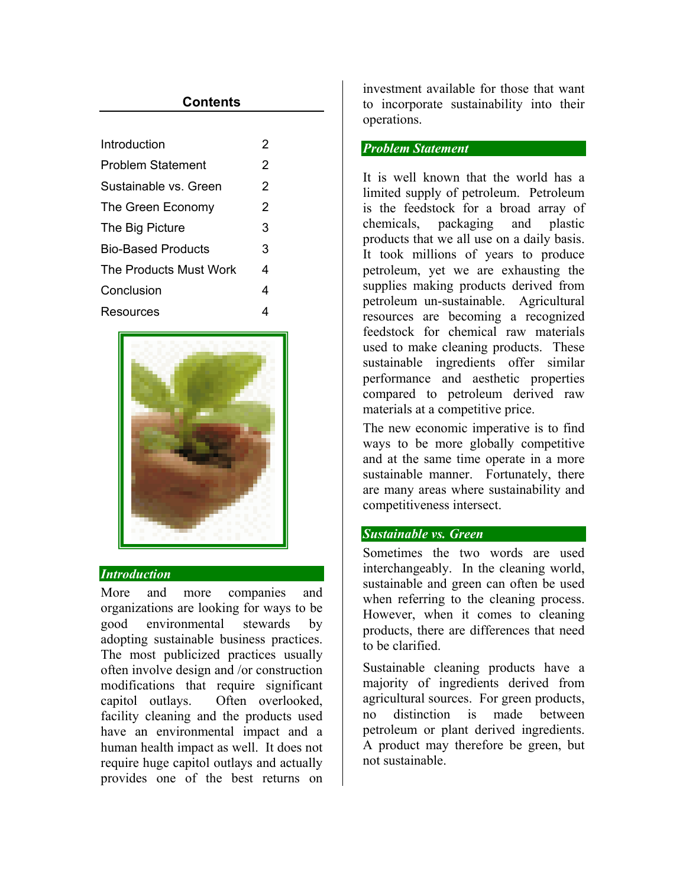## Contents

| | |
|---|---|
| Introduction | 2 |
| Problem Statement | 2 |
| Sustainable vs. Green | 2 |
| The Green Economy | 2 |
| The Big Picture | 3 |
| Bio-Based Products | 3 |
| The Products Must Work | 4 |
| Conclusion | 4 |
| Resources | 4 |

## *Introduction*

More and more companies and organizations are looking for ways to be good environmental stewards by adopting sustainable business practices. The most publicized practices usually often involve design and /or construction modifications that require significant capitol outlays. Often overlooked, facility cleaning and the products used have an environmental impact and a human health impact as well. It does not require huge capitol outlays and actually provides one of the best returns on investment available for those that want to incorporate sustainability into their operations.

## *Problem Statement*

It is well known that the world has a limited supply of petroleum. Petroleum is the feedstock for a broad array of chemicals, packaging and plastic products that we all use on a daily basis. It took millions of years to produce petroleum, yet we are exhausting the supplies making products derived from petroleum un-sustainable. Agricultural resources are becoming a recognized feedstock for chemical raw materials used to make cleaning products. These sustainable ingredients offer similar performance and aesthetic properties compared to petroleum derived raw materials at a competitive price.

The new economic imperative is to find ways to be more globally competitive and at the same time operate in a more sustainable manner. Fortunately, there are many areas where sustainability and competitiveness intersect.

## *Sustainable vs. Green*

Sometimes the two words are used interchangeably. In the cleaning world, sustainable and green can often be used when referring to the cleaning process. However, when it comes to cleaning products, there are differences that need to be clarified.

Sustainable cleaning products have a majority of ingredients derived from agricultural sources. For green products, no distinction is made between petroleum or plant derived ingredients. A product may therefore be green, but not sustainable.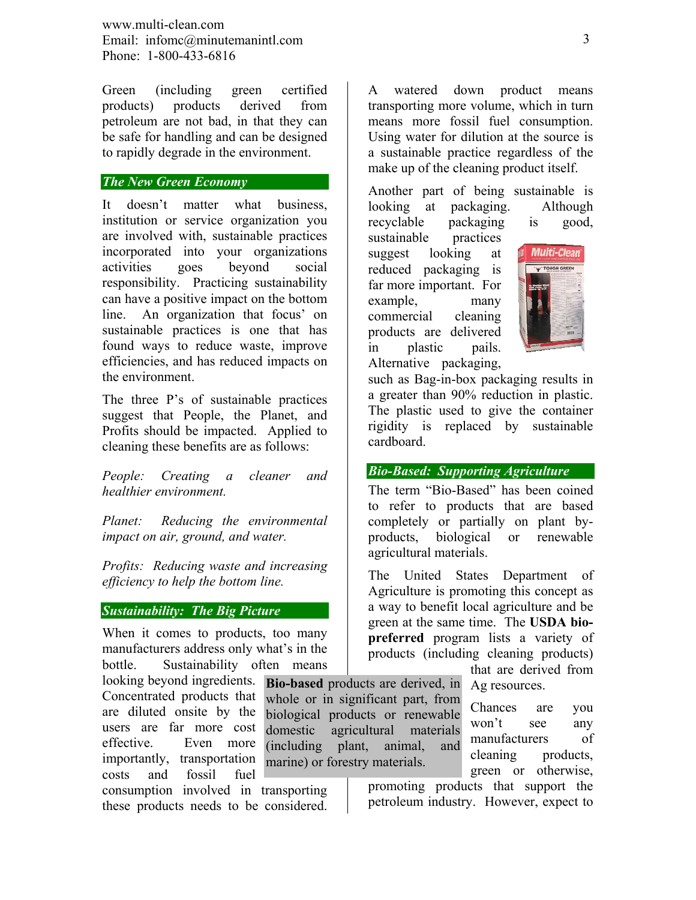Green (including green certified products) products derived from petroleum are not bad, in that they can be safe for handling and can be designed to rapidly degrade in the environment.

### *The New Green Economy*

It doesn't matter what business, institution or service organization you are involved with, sustainable practices incorporated into your organizations activities goes beyond social responsibility. Practicing sustainability can have a positive impact on the bottom line. An organization that focus' on sustainable practices is one that has found ways to reduce waste, improve efficiencies, and has reduced impacts on the environment.

The three P's of sustainable practices suggest that People, the Planet, and Profits should be impacted. Applied to cleaning these benefits are as follows:

*People: Creating a cleaner and healthier environment.*

*Planet: Reducing the environmental impact on air, ground, and water.*

*Profits: Reducing waste and increasing efficiency to help the bottom line.*

### *Sustainability: The Big Picture*

When it comes to products, too many manufacturers address only what's in the bottle. Sustainability often means looking beyond ingredients. Concentrated products that are diluted onsite by the users are far more cost effective. Even more importantly, transportation costs and fossil fuel consumption involved in transporting these products needs to be considered.

**Bio-based** products are derived, in whole or in significant part, from biological products or renewable domestic agricultural materials (including plant, animal, and marine) or forestry materials.

A watered down product means transporting more volume, which in turn means more fossil fuel consumption. Using water for dilution at the source is a sustainable practice regardless of the make up of the cleaning product itself.

Another part of being sustainable is looking at packaging. Although recyclable packaging is good, sustainable practices suggest looking at reduced packaging is far more important. For example, many commercial cleaning products are delivered in plastic pails. Alternative packaging, such as Bag-in-box packaging results in a greater than 90% reduction in plastic. The plastic used to give the container rigidity is replaced by sustainable cardboard.

### *Bio-Based: Supporting Agriculture*

The term "Bio-Based" has been coined to refer to products that are based completely or partially on plant by-products, biological or renewable agricultural materials.

The United States Department of Agriculture is promoting this concept as a way to benefit local agriculture and be green at the same time. The **USDA bio-preferred** program lists a variety of products (including cleaning products) that are derived from Ag resources.

Chances are you won't see any manufacturers of cleaning products, green or otherwise, promoting products that support the petroleum industry. However, expect to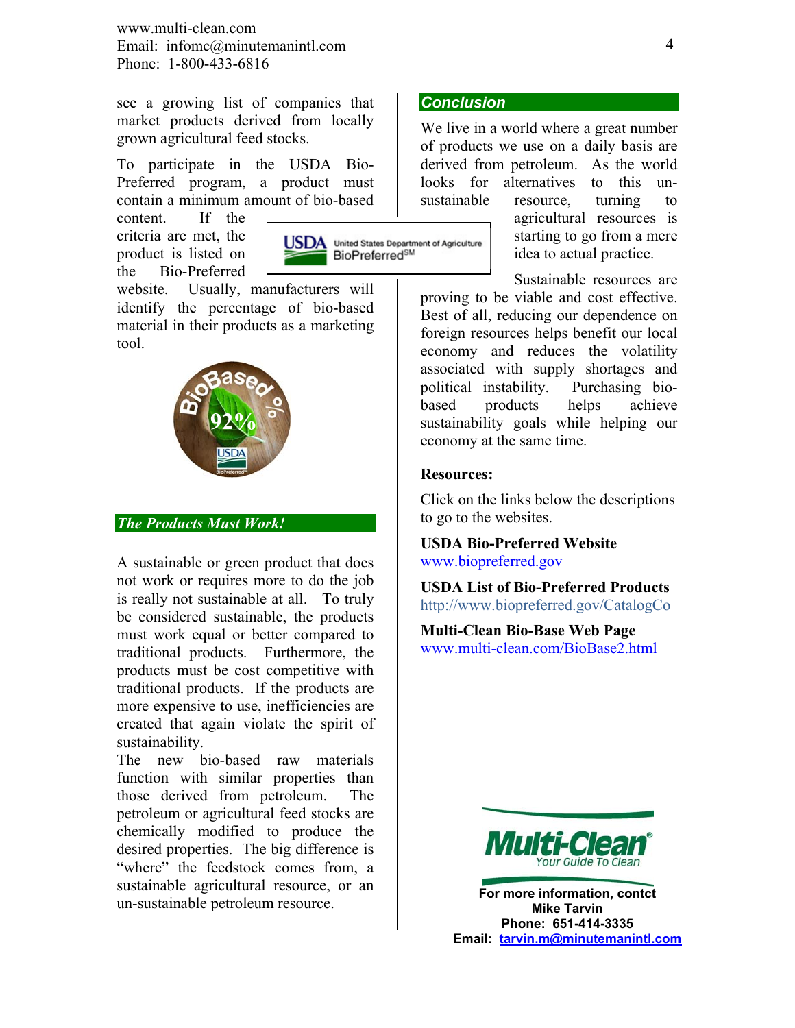see a growing list of companies that market products derived from locally grown agricultural feed stocks.

To participate in the USDA Bio-Preferred program, a product must contain a minimum amount of bio-based content. If the criteria are met, the product is listed on the Bio-Preferred website. Usually, manufacturers will identify the percentage of bio-based material in their products as a marketing tool.

### *The Products Must Work!*

A sustainable or green product that does not work or requires more to do the job is really not sustainable at all. To truly be considered sustainable, the products must work equal or better compared to traditional products. Furthermore, the products must be cost competitive with traditional products. If the products are more expensive to use, inefficiencies are created that again violate the spirit of sustainability.

The new bio-based raw materials function with similar properties than those derived from petroleum. The petroleum or agricultural feed stocks are chemically modified to produce the desired properties. The big difference is "where" the feedstock comes from, a sustainable agricultural resource, or an un-sustainable petroleum resource.

### *Conclusion*

We live in a world where a great number of products we use on a daily basis are derived from petroleum. As the world looks for alternatives to this un-sustainable resource, turning to agricultural resources is starting to go from a mere idea to actual practice.

Sustainable resources are proving to be viable and cost effective. Best of all, reducing our dependence on foreign resources helps benefit our local economy and reduces the volatility associated with supply shortages and political instability. Purchasing bio-based products helps achieve sustainability goals while helping our economy at the same time.

**Resources:**

Click on the links below the descriptions to go to the websites.

**USDA Bio-Preferred Website**
www.biopreferred.gov

**USDA List of Bio-Preferred Products**
http://www.biopreferred.gov/CatalogCo

**Multi-Clean Bio-Base Web Page**
www.multi-clean.com/BioBase2.html

**For more information, contct**
**Mike Tarvin**
**Phone: 651-414-3335**
**Email: tarvin.m@minutemanintl.com**